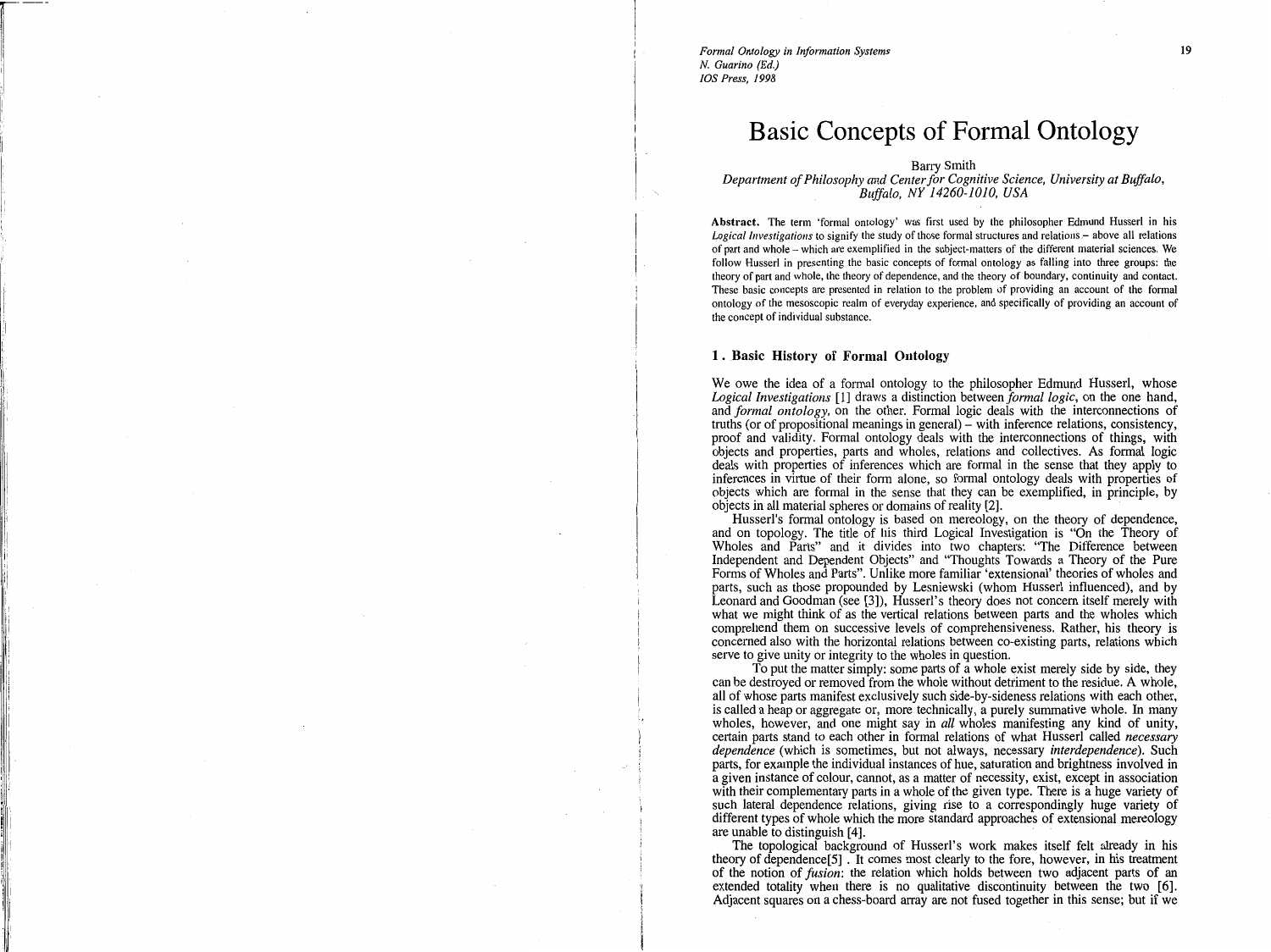Formal Ontology in Information Systems
N. Guarino (Ed.)
IOS Press, 1998

# Basic Concepts of Formal Ontology

Barry Smith
*Department of Philosophy and Center for Cognitive Science, University at Buffalo, Buffalo, NY 14260-1010, USA*

**Abstract.** The term 'formal ontology' was first used by the philosopher Edmund Husserl in his *Logical Investigations* to signify the study of those formal structures and relations – above all relations of part and whole – which are exemplified in the subject-matters of the different material sciences. We follow Husserl in presenting the basic concepts of formal ontology as falling into three groups: the theory of part and whole, the theory of dependence, and the theory of boundary, continuity and contact. These basic concepts are presented in relation to the problem of providing an account of the formal ontology of the mesoscopic realm of everyday experience, and specifically of providing an account of the concept of individual substance.

## 1. Basic History of Formal Ontology

We owe the idea of a formal ontology to the philosopher Edmund Husserl, whose *Logical Investigations* [1] draws a distinction between *formal logic*, on the one hand, and *formal ontology*, on the other. Formal logic deals with the interconnections of truths (or of propositional meanings in general) – with inference relations, consistency, proof and validity. Formal ontology deals with the interconnections of things, with objects and properties, parts and wholes, relations and collectives. As formal logic deals with properties of inferences which are formal in the sense that they apply to inferences in virtue of their form alone, so formal ontology deals with properties of objects which are formal in the sense that they can be exemplified, in principle, by objects in all material spheres or domains of reality [2].

Husserl's formal ontology is based on mereology, on the theory of dependence, and on topology. The title of his third Logical Investigation is "On the Theory of Wholes and Parts" and it divides into two chapters: "The Difference between Independent and Dependent Objects" and "Thoughts Towards a Theory of the Pure Forms of Wholes and Parts". Unlike more familiar 'extensional' theories of wholes and parts, such as those propounded by Lesniewski (whom Husserl influenced), and by Leonard and Goodman (see [3]), Husserl's theory does not concern itself merely with what we might think of as the vertical relations between parts and the wholes which comprehend them on successive levels of comprehensiveness. Rather, his theory is concerned also with the horizontal relations between co-existing parts, relations which serve to give unity or integrity to the wholes in question.

To put the matter simply: some parts of a whole exist merely side by side, they can be destroyed or removed from the whole without detriment to the residue. A whole, all of whose parts manifest exclusively such side-by-sideness relations with each other, is called a heap or aggregate or, more technically, a purely summative whole. In many wholes, however, and one might say in *all* wholes manifesting any kind of unity, certain parts stand to each other in formal relations of what Husserl called *necessary dependence* (which is sometimes, but not always, necessary *interdependence*). Such parts, for example the individual instances of hue, saturation and brightness involved in a given instance of colour, cannot, as a matter of necessity, exist, except in association with their complementary parts in a whole of the given type. There is a huge variety of such lateral dependence relations, giving rise to a correspondingly huge variety of different types of whole which the more standard approaches of extensional mereology are unable to distinguish [4].

The topological background of Husserl's work makes itself felt already in his theory of dependence[5] . It comes most clearly to the fore, however, in his treatment of the notion of *fusion*: the relation which holds between two adjacent parts of an extended totality when there is no qualitative discontinuity between the two [6]. Adjacent squares on a chess-board array are not fused together in this sense; but if we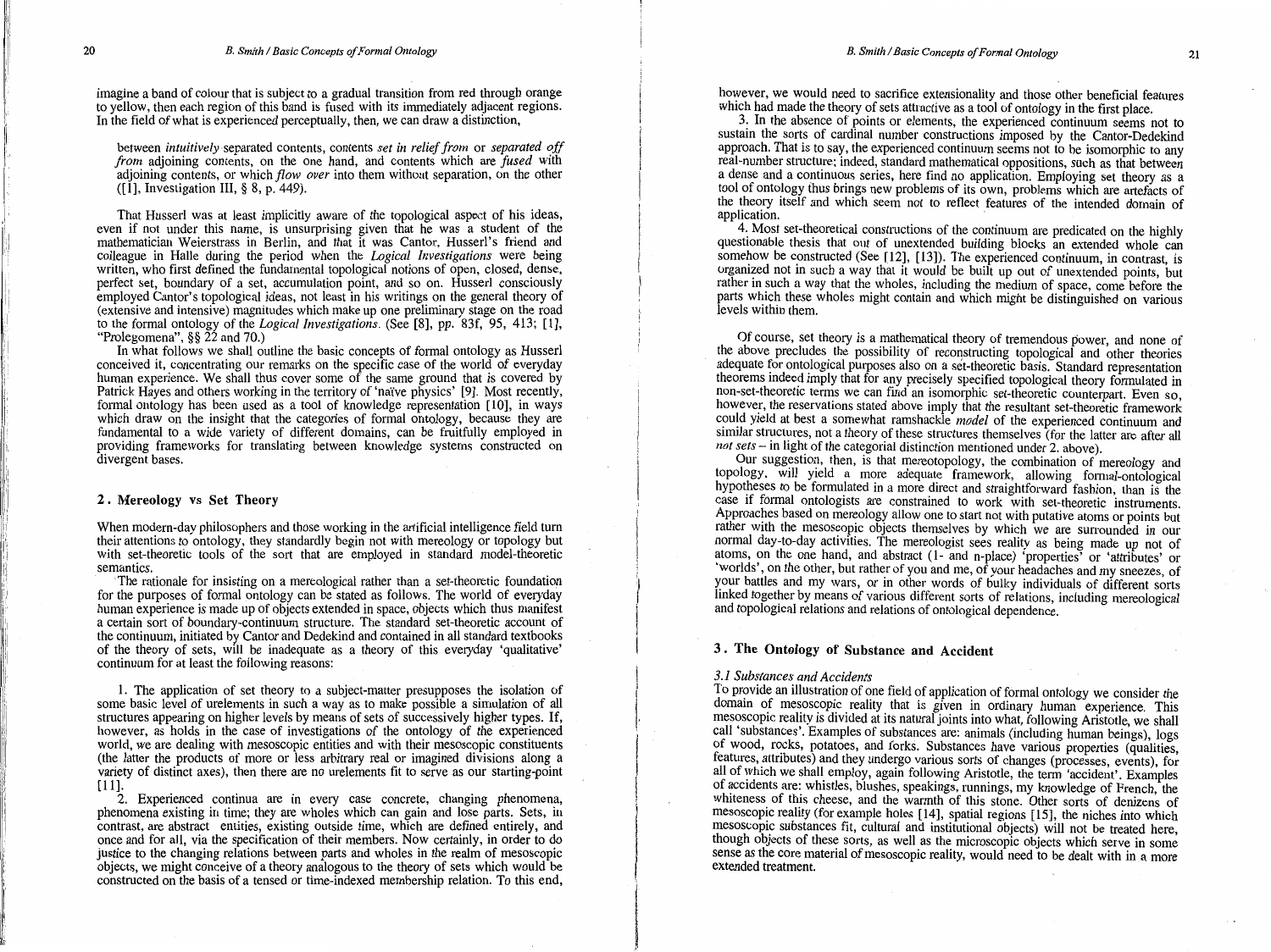imagine a band of colour that is subject to a gradual transition from red through orange to yellow, then each region of this band is fused with its immediately adjacent regions. In the field of what is experienced perceptually, then, we can draw a distinction,

> between *intuitively* separated contents, contents *set in relief from* or *separated off from* adjoining contents, on the one hand, and contents which are *fused* with adjoining contents, or which *flow over* into them without separation, on the other ([1], Investigation III, § 8, p. 449).

That Husserl was at least implicitly aware of the topological aspect of his ideas, even if not under this name, is unsurprising given that he was a student of the mathematician Weierstrass in Berlin, and that it was Cantor, Husserl's friend and colleague in Halle during the period when the *Logical Investigations* were being written, who first defined the fundamental topological notions of open, closed, dense, perfect set, boundary of a set, accumulation point, and so on. Husserl consciously employed Cantor's topological ideas, not least in his writings on the general theory of (extensive and intensive) magnitudes which make up one preliminary stage on the road to the formal ontology of the *Logical Investigations*. (See [8], pp. 83f, 95, 413; [1], "Prolegomena", §§ 22 and 70.)

In what follows we shall outline the basic concepts of formal ontology as Husserl conceived it, concentrating our remarks on the specific case of the world of everyday human experience. We shall thus cover some of the same ground that is covered by Patrick Hayes and others working in the territory of 'naïve physics' [9]. Most recently, formal ontology has been used as a tool of knowledge representation [10], in ways which draw on the insight that the categories of formal ontology, because they are fundamental to a wide variety of different domains, can be fruitfully employed in providing frameworks for translating between knowledge systems constructed on divergent bases.

## 2. Mereology vs Set Theory

When modern-day philosophers and those working in the artificial intelligence field turn their attentions to ontology, they standardly begin not with mereology or topology but with set-theoretic tools of the sort that are employed in standard model-theoretic semantics.

The rationale for insisting on a mereological rather than a set-theoretic foundation for the purposes of formal ontology can be stated as follows. The world of everyday human experience is made up of objects extended in space, objects which thus manifest a certain sort of boundary-continuum structure. The standard set-theoretic account of the continuum, initiated by Cantor and Dedekind and contained in all standard textbooks of the theory of sets, will be inadequate as a theory of this everyday 'qualitative' continuum for at least the following reasons:

1. The application of set theory to a subject-matter presupposes the isolation of some basic level of urelements in such a way as to make possible a simulation of all structures appearing on higher levels by means of sets of successively higher types. If, however, as holds in the case of investigations of the ontology of the experienced world, we are dealing with mesoscopic entities and with their mesoscopic constituents (the latter the products of more or less arbitrary real or imagined divisions along a variety of distinct axes), then there are no urelements fit to serve as our starting-point [11].

2. Experienced continua are in every case concrete, changing phenomena, phenomena existing in time; they are wholes which can gain and lose parts. Sets, in contrast, are abstract entities, existing outside time, which are defined entirely, and once and for all, via the specification of their members. Now certainly, in order to do justice to the changing relations between parts and wholes in the realm of mesoscopic objects, we might conceive of a theory analogous to the theory of sets which would be constructed on the basis of a tensed or time-indexed membership relation. To this end, however, we would need to sacrifice extensionality and those other beneficial features which had made the theory of sets attractive as a tool of ontology in the first place.

3. In the absence of points or elements, the experienced continuum seems not to sustain the sorts of cardinal number constructions imposed by the Cantor-Dedekind approach. That is to say, the experienced continuum seems not to be isomorphic to any real-number structure; indeed, standard mathematical oppositions, such as that between a dense and a continuous series, here find no application. Employing set theory as a tool of ontology thus brings new problems of its own, problems which are artefacts of the theory itself and which seem not to reflect features of the intended domain of application.

4. Most set-theoretical constructions of the continuum are predicated on the highly questionable thesis that out of unextended building blocks an extended whole can somehow be constructed (See [12], [13]). The experienced continuum, in contrast, is organized not in such a way that it would be built up out of unextended points, but rather in such a way that the wholes, including the medium of space, come before the parts which these wholes might contain and which might be distinguished on various levels within them.

Of course, set theory is a mathematical theory of tremendous power, and none of the above precludes the possibility of reconstructing topological and other theories adequate for ontological purposes also on a set-theoretic basis. Standard representation theorems indeed imply that for any precisely specified topological theory formulated in non-set-theoretic terms we can find an isomorphic set-theoretic counterpart. Even so, however, the reservations stated above imply that the resultant set-theoretic framework could yield at best a somewhat ramshackle *model* of the experienced continuum and similar structures, not a theory of these structures themselves (for the latter are after all *not sets* – in light of the categorial distinction mentioned under 2. above).

Our suggestion, then, is that mereotopology, the combination of mereology and topology, will yield a more adequate framework, allowing formal-ontological hypotheses to be formulated in a more direct and straightforward fashion, than is the case if formal ontologists are constrained to work with set-theoretic instruments. Approaches based on mereology allow one to start not with putative atoms or points but rather with the mesoscopic objects themselves by which we are surrounded in our normal day-to-day activities. The mereologist sees reality as being made up not of atoms, on the one hand, and abstract (1- and n-place) 'properties' or 'attributes' or 'worlds', on the other, but rather of you and me, of your headaches and my sneezes, of your battles and my wars, or in other words of bulky individuals of different sorts linked together by means of various different sorts of relations, including mereological and topological relations and relations of ontological dependence.

## 3. The Ontology of Substance and Accident

### 3.1 Substances and Accidents

To provide an illustration of one field of application of formal ontology we consider the domain of mesoscopic reality that is given in ordinary human experience. This mesoscopic reality is divided at its natural joints into what, following Aristotle, we shall call 'substances'. Examples of substances are: animals (including human beings), logs of wood, rocks, potatoes, and forks. Substances have various properties (qualities, features, attributes) and they undergo various sorts of changes (processes, events), for all of which we shall employ, again following Aristotle, the term 'accident'. Examples of accidents are: whistles, blushes, speakings, runnings, my knowledge of French, the whiteness of this cheese, and the warmth of this stone. Other sorts of denizens of mesoscopic reality (for example holes [14], spatial regions [15], the niches into which mesoscopic substances fit, cultural and institutional objects) will not be treated here, though objects of these sorts, as well as the microscopic objects which serve in some sense as the core material of mesoscopic reality, would need to be dealt with in a more extended treatment.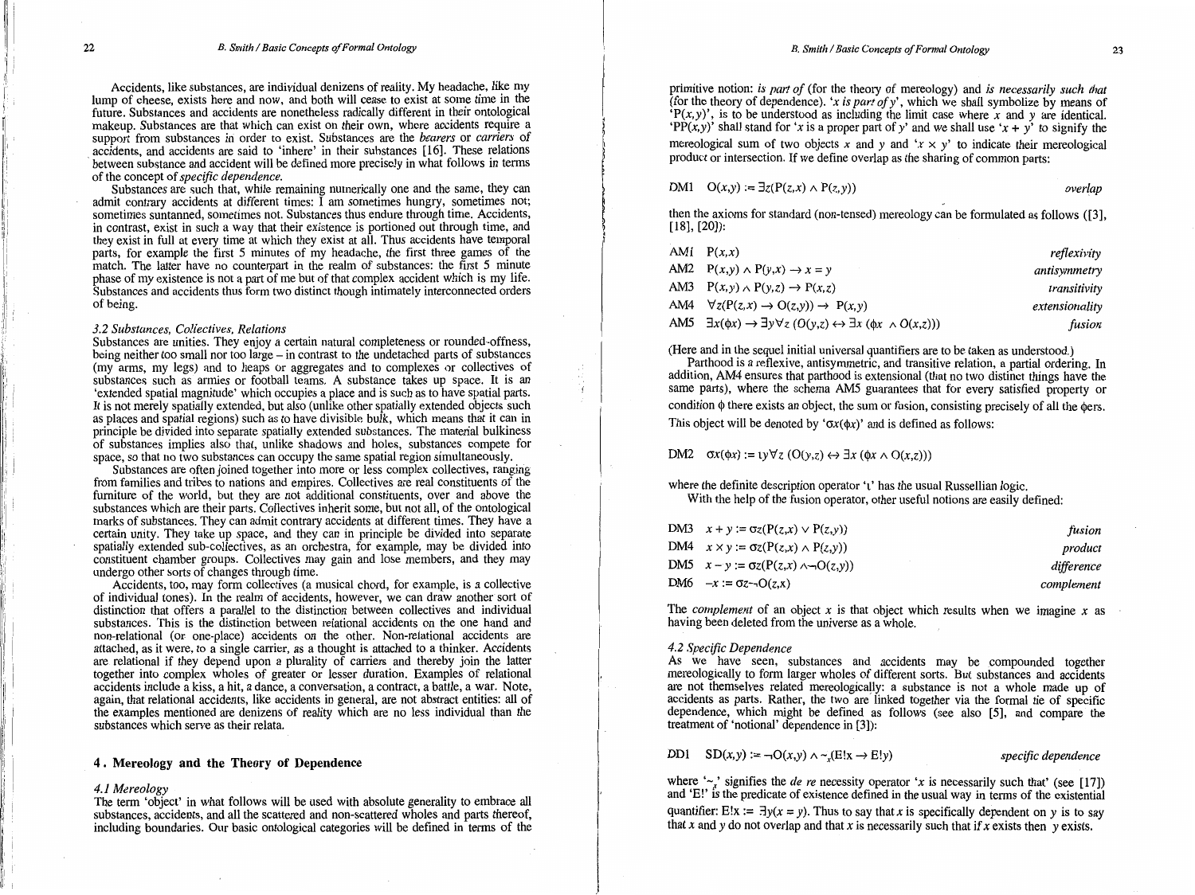Accidents, like substances, are individual denizens of reality. My headache, like my lump of cheese, exists here and now, and both will cease to exist at some time in the future. Substances and accidents are nonetheless radically different in their ontological makeup. Substances are that which can exist on their own, where accidents require a support from substances in order to exist. Substances are the *bearers* or *carriers* of accidents, and accidents are said to 'inhere' in their substances [16]. These relations between substance and accident will be defined more precisely in what follows in terms of the concept of *specific dependence*.

Substances are such that, while remaining numerically one and the same, they can admit contrary accidents at different times: I am sometimes hungry, sometimes not; sometimes suntanned, sometimes not. Substances thus endure through time. Accidents, in contrast, exist in such a way that their existence is portioned out through time, and they exist in full at every time at which they exist at all. Thus accidents have temporal parts, for example the first 5 minutes of my headache, the first three games of the match. The latter have no counterpart in the realm of substances: the first 5 minute phase of my existence is not a part of me but of that complex accident which is my life. Substances and accidents thus form two distinct though intimately interconnected orders of being.

### 3.2 Substances, Collectives, Relations

Substances are unities. They enjoy a certain natural completeness or rounded-offness, being neither too small nor too large – in contrast to the undetached parts of substances (my arms, my legs) and to heaps or aggregates and to complexes or collectives of substances such as armies or football teams. A substance takes up space. It is an 'extended spatial magnitude' which occupies a place and is such as to have spatial parts. It is not merely spatially extended, but also (unlike other spatially extended objects such as places and spatial regions) such as to have divisible bulk, which means that it can in principle be divided into separate spatially extended substances. The material bulkiness of substances implies also that, unlike shadows and holes, substances compete for space, so that no two substances can occupy the same spatial region simultaneously.

Substances are often joined together into more or less complex collectives, ranging from families and tribes to nations and empires. Collectives are real constituents of the furniture of the world, but they are not additional constituents, over and above the substances which are their parts. Collectives inherit some, but not all, of the ontological marks of substances. They can admit contrary accidents at different times. They have a certain unity. They take up space, and they can in principle be divided into separate spatially extended sub-collectives, as an orchestra, for example, may be divided into constituent chamber groups. Collectives may gain and lose members, and they may undergo other sorts of changes through time.

Accidents, too, may form collectives (a musical chord, for example, is a collective of individual tones). In the realm of accidents, however, we can draw another sort of distinction that offers a parallel to the distinction between collectives and individual substances. This is the distinction between relational accidents on the one hand and non-relational (or one-place) accidents on the other. Non-relational accidents are attached, as it were, to a single carrier, as a thought is attached to a thinker. Accidents are relational if they depend upon a plurality of carriers and thereby join the latter together into complex wholes of greater or lesser duration. Examples of relational accidents include a kiss, a hit, a dance, a conversation, a contract, a battle, a war. Note, again, that relational accidents, like accidents in general, are not abstract entities: all of the examples mentioned are denizens of reality which are no less individual than the substances which serve as their relata.

## 4. Mereology and the Theory of Dependence

### 4.1 Mereology

The term 'object' in what follows will be used with absolute generality to embrace all substances, accidents, and all the scattered and non-scattered wholes and parts thereof, including boundaries. Our basic ontological categories will be defined in terms of the primitive notion: *is part of* (for the theory of mereology) and *is necessarily such that* (for the theory of dependence). '*x is part of y*', which we shall symbolize by means of '$P(x,y)$', is to be understood as including the limit case where $x$ and $y$ are identical. '$PP(x,y)$' shall stand for '$x$ is a proper part of $y$' and we shall use '$x + y$' to signify the mereological sum of two objects $x$ and $y$ and '$x \times y$' to indicate their mereological product or intersection. If we define overlap as the sharing of common parts:

DM1 $O(x,y) := \exists z(P(z,x) \wedge P(z,y))$ — *overlap*

then the axioms for standard (non-tensed) mereology can be formulated as follows ([3], [18], [20]):

AM1 $P(x,x)$ — *reflexivity*

AM2 $P(x,y) \wedge P(y,x) \rightarrow x = y$ — *antisymmetry*

AM3 $P(x,y) \wedge P(y,z) \rightarrow P(x,z)$ — *transitivity*

AM4 $\forall z(P(z,x) \rightarrow O(z,y)) \rightarrow P(x,y)$ — *extensionality*

AM5 $\exists x(\phi x) \rightarrow \exists y \forall z (O(y,z) \leftrightarrow \exists x (\phi x \wedge O(x,z)))$ — *fusion*

(Here and in the sequel initial universal quantifiers are to be taken as understood.)

Parthood is a reflexive, antisymmetric, and transitive relation, a partial ordering. In addition, AM4 ensures that parthood is extensional (that no two distinct things have the same parts), where the schema AM5 guarantees that for every satisfied property or condition $\phi$ there exists an object, the sum or fusion, consisting precisely of all the $\phi$ers. This object will be denoted by '$\sigma x(\phi x)$' and is defined as follows:

DM2 $\sigma x(\phi x) := \iota y \forall z (O(y,z) \leftrightarrow \exists x (\phi x \wedge O(x,z)))$

where the definite description operator '$\iota$' has the usual Russellian logic.

With the help of the fusion operator, other useful notions are easily defined:

DM3 $x + y := \sigma z(P(z,x) \vee P(z,y))$ — *fusion*

DM4 $x \times y := \sigma z(P(z,x) \wedge P(z,y))$ — *product*

DM5 $x - y := \sigma z(P(z,x) \wedge \neg O(z,y))$ — *difference*

DM6 $-x := \sigma z \neg O(z,x)$ — *complement*

The *complement* of an object $x$ is that object which results when we imagine $x$ as having been deleted from the universe as a whole.

### 4.2 Specific Dependence

As we have seen, substances and accidents may be compounded together mereologically to form larger wholes of different sorts. But substances and accidents are not themselves related mereologically: a substance is not a whole made up of accidents as parts. Rather, the two are linked together via the formal tie of specific dependence, which might be defined as follows (see also [5], and compare the treatment of 'notional' dependence in [3]):

DD1 $SD(x,y) := \neg O(x,y) \wedge \sim_x(E!x \rightarrow E!y)$ — *specific dependence*

where '$\sim_x$' signifies the *de re* necessity operator '$x$ is necessarily such that' (see [17]) and '$E!$' is the predicate of existence defined in the usual way in terms of the existential quantifier: $E!x := \exists y(x = y)$. Thus to say that $x$ is specifically dependent on $y$ is to say that $x$ and $y$ do not overlap and that $x$ is necessarily such that if $x$ exists then $y$ exists.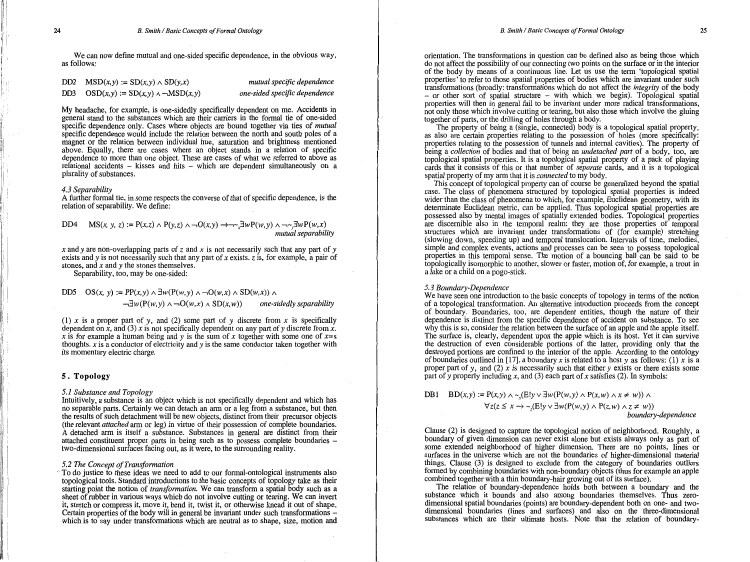We can now define mutual and one-sided specific dependence, in the obvious way, as follows:

$$\text{DD2} \quad MSD(x,y) := SD(x,y) \wedge SD(y,x) \qquad \textit{mutual specific dependence}$$

$$\text{DD3} \quad OSD(x,y) := SD(x,y) \wedge \neg MSD(x,y) \qquad \textit{one-sided specific dependence}$$

My headache, for example, is one-sidedly specifically dependent on me. Accidents in general stand to the substances which are their carriers in the formal tie of one-sided specific dependence only. Cases where objects are bound together via ties of *mutual* specific dependence would include the relation between the north and south poles of a magnet or the relation between individual hue, saturation and brightness mentioned above. Equally, there are cases where an object stands in a relation of specific dependence to more than one object. These are cases of what we referred to above as relational accidents – kisses and hits – which are dependent simultaneously on a plurality of substances.

### 4.3 Separability

A further formal tie, in some respects the converse of that of specific dependence, is the relation of separability. We define:

$$\text{DD4} \quad MS(x, y, z) := P(x,z) \wedge P(y,z) \wedge \neg O(x,y) \rightarrow \neg\sim_x \exists w P(w,y) \wedge \neg\sim_y \exists w P(w,x) \qquad \textit{mutual separability}$$

$x$ and $y$ are non-overlapping parts of $z$ and $x$ is not necessarily such that any part of $y$ exists and $y$ is not necessarily such that any part of $x$ exists. $z$ is, for example, a pair of stones, and $x$ and $y$ the stones themselves.

Separability, too, may be one-sided:

$$\text{DD5} \quad OS(x, y) := PP(x,y) \wedge \exists w(P(w,y) \wedge \neg O(w,x) \wedge SD(w,x)) \wedge \neg\exists w(P(w,y) \wedge \neg O(w,x) \wedge SD(x,w)) \qquad \textit{one-sidedly separability}$$

(1) $x$ is a proper part of $y$, and (2) some part of $y$ discrete from $x$ is specifically dependent on $x$, and (3) $x$ is not specifically dependent on any part of $y$ discrete from $x$. $x$ is for example a human being and $y$ is the sum of $x$ together with some one of $x$=s thoughts. $x$ is a conductor of electricity and $y$ is the same conductor taken together with its momentary electric charge.

## 5. Topology

### 5.1 Substance and Topology

Intuitively, a substance is an object which is not specifically dependent and which has no separable parts. Certainly we can detach an arm or a leg from a substance, but then the results of such detachment will be new objects, distinct from their precursor objects (the relevant *attached* arm or leg) in virtue of their possession of complete boundaries. A detached arm is itself a substance. Substances in general are distinct from their attached constituent proper parts in being such as to possess complete boundaries – two-dimensional surfaces facing out, as it were, to the surrounding reality.

### 5.2 The Concept of Transformation

To do justice to these ideas we need to add to our formal-ontological instruments also topological tools. Standard introductions to the basic concepts of topology take as their starting point the notion of *transformation*. We can transform a spatial body such as a sheet of rubber in various ways which do not involve cutting or tearing. We can invert it, stretch or compress it, move it, bend it, twist it, or otherwise knead it out of shape. Certain properties of the body will in general be invariant under such transformations – which is to say under transformations which are neutral as to shape, size, motion and orientation. The transformations in question can be defined also as being those which do not affect the possibility of our connecting two points on the surface or in the interior of the body by means of a continuous line. Let us use the term 'topological spatial properties' to refer to those spatial properties of bodies which are invariant under such transformations (broadly: transformations which do not affect the *integrity* of the body – or other sort of spatial structure – with which we begin). Topological spatial properties will then in general fail to be invariant under more radical transformations, not only those which involve cutting or tearing, but also those which involve the gluing together of parts, or the drilling of holes through a body.

The property of being a (single, connected) body is a topological spatial property, as also are certain properties relating to the possession of holes (more specifically: properties relating to the possession of tunnels and internal cavities). The property of being a *collection* of bodies and that of being an *undetached part* of a body, too, are topological spatial properties. It is a topological spatial property of a pack of playing cards that it consists of this or that number of *separate* cards, and it is a topological spatial property of my arm that it is *connected* to my body.

This concept of topological property can of course be generalized beyond the spatial case. The class of phenomena structured by topological spatial properties is indeed wider than the class of phenomena to which, for example, Euclidean geometry, with its determinate Euclidean metric, can be applied. Thus topological spatial properties are possessed also by mental images of spatially extended bodies. Topological properties are discernible also in the temporal realm: they are those properties of temporal structures which are invariant under transformations of (for example) stretching (slowing down, speeding up) and temporal translocation. Intervals of time, melodies, simple and complex events, actions and processes can be seen to possess topological properties in this temporal sense. The motion of a bouncing ball can be said to be topologically isomorphic to another, slower or faster, motion of, for example, a trout in a lake or a child on a pogo-stick.

### 5.3 Boundary-Dependence

We have seen one introduction to the basic concepts of topology in terms of the notion of a topological transformation. An alternative introduction proceeds from the concept of boundary. Boundaries, too, are dependent entities, though the nature of their dependence is distinct from the specific dependence of accident on substance. To see why this is so, consider the relation between the surface of an apple and the apple itself. The surface is, clearly, dependent upon the apple which is its host. Yet it can survive the destruction of even considerable portions of the latter, providing only that the destroyed portions are confined to the interior of the apple. According to the ontology of boundaries outlined in [17], a boundary $x$ is related to a host $y$ as follows: (1) $x$ is a proper part of $y$, and (2) $x$ is necessarily such that either $y$ exists or there exists some part of $y$ properly including $x$, and (3) each part of $x$ satisfies (2). In symbols:

$$\text{DB1} \quad BD(x,y) := P(x,y) \wedge \sim_x(E!y \vee \exists w(P(w,y) \wedge P(x,w) \wedge x \neq w)) \wedge \forall z(z \leq x \rightarrow \sim_z(E!y \vee \exists w(P(w,y) \wedge P(z,w) \wedge z \neq w)) \qquad \textit{boundary-dependence}$$

Clause (2) is designed to capture the topological notion of neighborhood. Roughly, a boundary of given dimension can never exist alone but exists always only as part of some extended neighborhood of higher dimension. There are no points, lines or surfaces in the universe which are not the boundaries of higher-dimensional material things. Clause (3) is designed to exclude from the category of boundaries outliers formed by combining boundaries with non-boundary objects (thus for example an apple combined together with a thin boundary-hair growing out of its surface).

The relation of boundary-dependence holds both between a boundary and the substance which it bounds and also among boundaries themselves. Thus zero-dimensional spatial boundaries (points) are boundary-dependent both on one- and two-dimensional boundaries (lines and surfaces) and also on the three-dimensional substances which are their ultimate hosts. Note that the relation of boundary-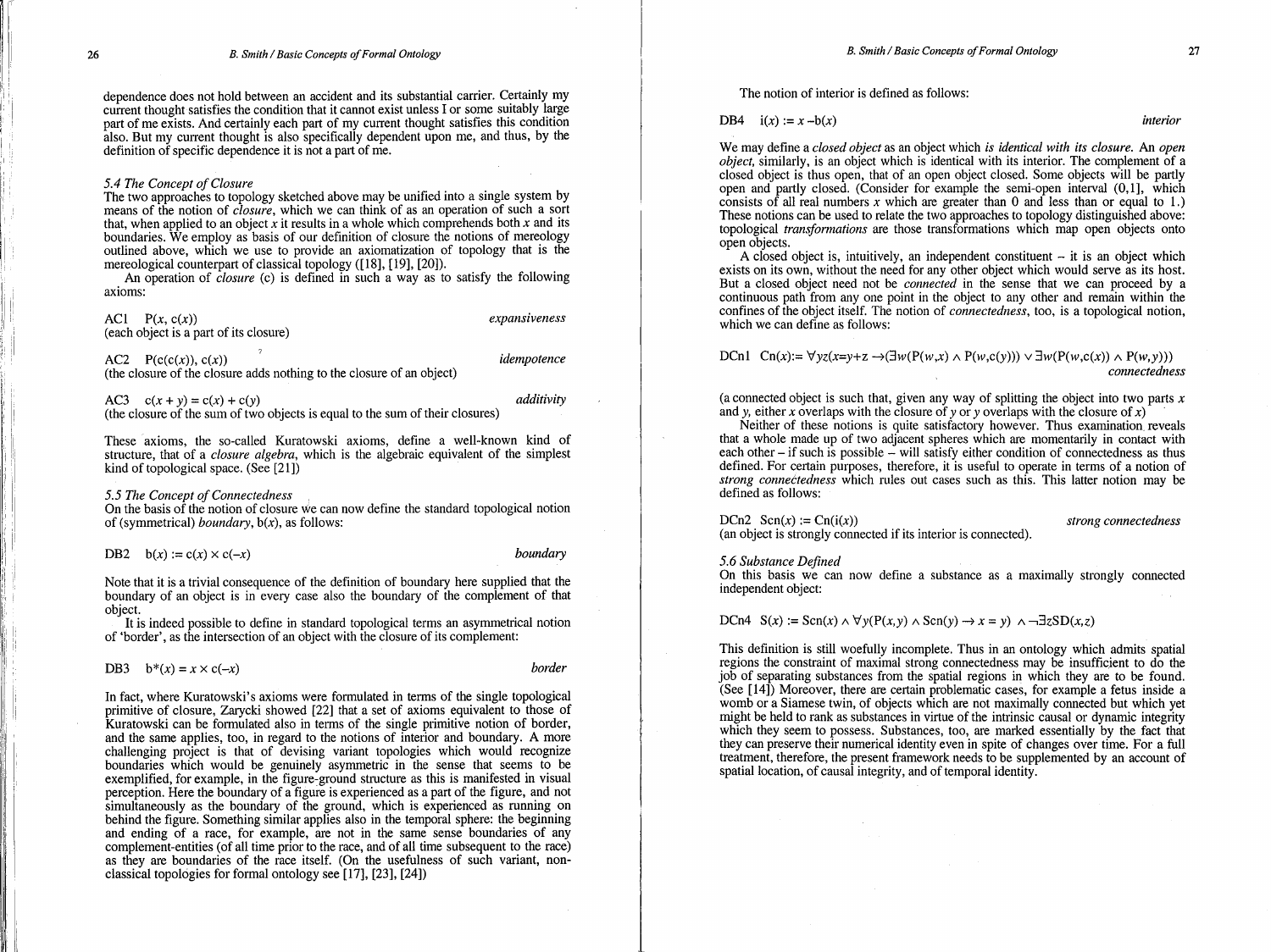dependence does not hold between an accident and its substantial carrier. Certainly my current thought satisfies the condition that it cannot exist unless I or some suitably large part of me exists. And certainly each part of my current thought satisfies this condition also. But my current thought is also specifically dependent upon me, and thus, by the definition of specific dependence it is not a part of me.

### 5.4 The Concept of Closure

The two approaches to topology sketched above may be unified into a single system by means of the notion of *closure*, which we can think of as an operation of such a sort that, when applied to an object $x$ it results in a whole which comprehends both $x$ and its boundaries. We employ as basis of our definition of closure the notions of mereology outlined above, which we use to provide an axiomatization of topology that is the mereological counterpart of classical topology ([18], [19], [20]).

An operation of *closure* (c) is defined in such a way as to satisfy the following axioms:

AC1 $\quad P(x, c(x))$ *expansiveness*
(each object is a part of its closure)

AC2 $\quad P(c(c(x)), c(x))$ *idempotence*
(the closure of the closure adds nothing to the closure of an object)

AC3 $\quad c(x + y) = c(x) + c(y)$ *additivity*
(the closure of the sum of two objects is equal to the sum of their closures)

These axioms, the so-called Kuratowski axioms, define a well-known kind of structure, that of a *closure algebra*, which is the algebraic equivalent of the simplest kind of topological space. (See [21])

### 5.5 The Concept of Connectedness

On the basis of the notion of closure we can now define the standard topological notion of (symmetrical) *boundary*, b($x$), as follows:

DB2 $\quad b(x) := c(x) \times c(-x)$ *boundary*

Note that it is a trivial consequence of the definition of boundary here supplied that the boundary of an object is in every case also the boundary of the complement of that object.

It is indeed possible to define in standard topological terms an asymmetrical notion of 'border', as the intersection of an object with the closure of its complement:

DB3 $\quad b^*(x) = x \times c(-x)$ *border*

In fact, where Kuratowski's axioms were formulated in terms of the single topological primitive of closure, Zarycki showed [22] that a set of axioms equivalent to those of Kuratowski can be formulated also in terms of the single primitive notion of border, and the same applies, too, in regard to the notions of interior and boundary. A more challenging project is that of devising variant topologies which would recognize boundaries which would be genuinely asymmetric in the sense that seems to be exemplified, for example, in the figure-ground structure as this is manifested in visual perception. Here the boundary of a figure is experienced as a part of the figure, and not simultaneously as the boundary of the ground, which is experienced as running on behind the figure. Something similar applies also in the temporal sphere: the beginning and ending of a race, for example, are not in the same sense boundaries of any complement-entities (of all time prior to the race, and of all time subsequent to the race) as they are boundaries of the race itself. (On the usefulness of such variant, non-classical topologies for formal ontology see [17], [23], [24])

The notion of interior is defined as follows:

DB4 $\quad i(x) := x - b(x)$ *interior*

We may define a *closed object* as an object which *is identical with its closure*. An *open object*, similarly, is an object which is identical with its interior. The complement of a closed object is thus open, that of an open object closed. Some objects will be partly open and partly closed. (Consider for example the semi-open interval (0,1], which consists of all real numbers $x$ which are greater than 0 and less than or equal to 1.) These notions can be used to relate the two approaches to topology distinguished above: topological *transformations* are those transformations which map open objects onto open objects.

A closed object is, intuitively, an independent constituent – it is an object which exists on its own, without the need for any other object which would serve as its host. But a closed object need not be *connected* in the sense that we can proceed by a continuous path from any one point in the object to any other and remain within the confines of the object itself. The notion of *connectedness*, too, is a topological notion, which we can define as follows:

DCn1 $\quad Cn(x) := \forall yz(x{=}y{+}z \rightarrow (\exists w(P(w,x) \wedge P(w,c(y))) \vee \exists w(P(w,c(x)) \wedge P(w,y)))$ *connectedness*

(a connected object is such that, given any way of splitting the object into two parts $x$ and $y$, either $x$ overlaps with the closure of $y$ or $y$ overlaps with the closure of $x$)

Neither of these notions is quite satisfactory however. Thus examination reveals that a whole made up of two adjacent spheres which are momentarily in contact with each other – if such is possible – will satisfy either condition of connectedness as thus defined. For certain purposes, therefore, it is useful to operate in terms of a notion of *strong connectedness* which rules out cases such as this. This latter notion may be defined as follows:

DCn2 $\quad Scn(x) := Cn(i(x))$ *strong connectedness*
(an object is strongly connected if its interior is connected).

### 5.6 Substance Defined

On this basis we can now define a substance as a maximally strongly connected independent object:

DCn4 $\quad S(x) := Scn(x) \wedge \forall y(P(x,y) \wedge Scn(y) \rightarrow x = y) \wedge \neg\exists z SD(x,z)$

This definition is still woefully incomplete. Thus in an ontology which admits spatial regions the constraint of maximal strong connectedness may be insufficient to do the job of separating substances from the spatial regions in which they are to be found. (See [14]) Moreover, there are certain problematic cases, for example a fetus inside a womb or a Siamese twin, of objects which are not maximally connected but which yet might be held to rank as substances in virtue of the intrinsic causal or dynamic integrity which they seem to possess. Substances, too, are marked essentially by the fact that they can preserve their numerical identity even in spite of changes over time. For a full treatment, therefore, the present framework needs to be supplemented by an account of spatial location, of causal integrity, and of temporal identity.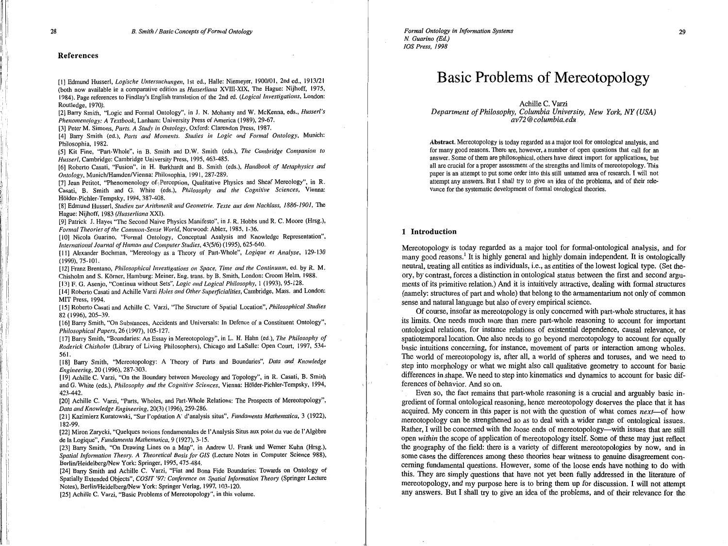## References

[1] Edmund Husserl, *Logische Untersuchungen*, 1st ed., Halle: Niemeyer, 1900/01, 2nd ed., 1913/21 (both now available in a comparative edition as *Husserliana* XVIII-XIX, The Hague: Nijhoff, 1975, 1984). Page references to Findlay's English translation of the 2nd ed. (*Logical Investigations*, London: Routledge, 1970).

[2] Barry Smith, "Logic and Formal Ontology", in J. N. Mohanty and W. McKenna, eds., *Husserl's Phenomenology: A Textbook*, Lanham: University Press of America (1989), 29-67.

[3] Peter M. Simons, *Parts. A Study in Ontology*, Oxford: Clarendon Press, 1987.

[4] Barry Smith (ed.), *Parts and Moments. Studies in Logic and Formal Ontology*, Munich: Philosophia, 1982.

[5] Kit Fine, "Part-Whole", in B. Smith and D.W. Smith (eds.), *The Cambridge Companion to Husserl*, Cambridge: Cambridge University Press, 1995, 463-485.

[6] Roberto Casati, "Fusion", in H. Burkhardt and B. Smith (eds.), *Handbook of Metaphysics and Ontology*, Munich/Hamden/Vienna: Philosophia, 1991, 287-289.

[7] Jean Petitot, "Phenomenology of Perception, Qualitative Physics and Sheaf Mereology", in R. Casati, B. Smith and G. White (eds.), *Philosophy and the Cognitive Sciences*, Vienna: Hölder-Pichler-Tempsky, 1994, 387-408.

[8] Edmund Husserl, *Studien zur Arithmetik und Geometrie. Texte aus dem Nachlass, 1886-1901*, The Hague: Nijhoff, 1983 (*Husserliana* XXI).

[9] Patrick J. Hayes "The Second Naive Physics Manifesto", in J. R. Hobbs und R. C. Moore (Hrsg.), *Formal Theories of the Common-Sense World*, Norwood: Ablex, 1985, 1-36.

[10] Nicola Guarino, "Formal Ontology, Conceptual Analysis and Knowledge Representation", *International Journal of Human and Computer Studies*, 43(5/6) (1995), 625-640.

[11] Alexander Bochman, "Mereology as a Theory of Part-Whole", *Logique et Analyse*, 129-130 (1990), 75-101.

[12] Franz Brentano, *Philosophical Investigations on Space, Time and the Continuum*, ed. by R. M. Chisholm and S. Körner, Hamburg: Meiner, Eng. trans. by B. Smith, London: Croom Helm, 1988.

[13] F. G. Asenjo, "Continua without Sets", *Logic and Logical Philosophy*, 1 (1993), 95-128.

[14] Roberto Casati and Achille Varzi *Holes and Other Superficialities*, Cambridge, Mass. and London: MIT Press, 1994.

[15] Roberto Casati and Achille C. Varzi, "The Structure of Spatial Location", *Philosophical Studies* 82 (1996), 205–39.

[16] Barry Smith, "On Substances, Accidents and Universals: In Defence of a Constituent Ontology", *Philosophical Papers*, 26 (1997), 105-127.

[17] Barry Smith, "Boundaries: An Essay in Mereotopology", in L. H. Hahn (ed.), *The Philosophy of Roderick Chisholm* (Library of Living Philosophers), Chicago and LaSalle: Open Court, 1997, 534-561.

[18] Barry Smith, "Mereotopology: A Theory of Parts and Boundaries", *Data and Knowledge Engineering*, 20 (1996), 287-303.

[19] Achille C. Varzi, "On the Boundary between Mereology and Topology", in R. Casati, B. Smith and G. White (eds.), *Philosophy and the Cognitive Sciences*, Vienna: Hölder-Pichler-Tempsky, 1994, 423-442.

[20] Achille C. Varzi, "Parts, Wholes, and Part-Whole Relations: The Prospects of Mereotopology", *Data and Knowledge Engineering*, 20(3) (1996), 259-286.

[21] Kazimierz Kuratowski, "Sur l'opération A˙ d'analysis situs", *Fundamenta Mathematica*, 3 (1922), 182-99.

[22] Miron Zarycki, "Quelques notions fondamentales de l'Analysis Situs aux point du vue de l'Algèbre de la Logique", *Fundamenta Mathematica*, 9 (1927), 3-15.

[23] Barry Smith, "On Drawing Lines on a Map", in Andrew U. Frank und Werner Kuhn (Hrsg.), *Spatial Information Theory. A Theoretical Basis for GIS* (Lecture Notes in Computer Science 988), Berlin/Heidelberg/New York: Springer, 1995, 475-484.

[24] Barry Smith and Achille C. Varzi, "Fiat and Bona Fide Boundaries: Towards on Ontology of Spatially Extended Objects", *COSIT '97: Conference on Spatial Information Theory* (Springer Lecture Notes), Berlin/Heidelberg/New York: Springer Verlag, 1997, 103-120.

[25] Achille C. Varzi, "Basic Problems of Mereotopology", in this volume.

*Formal Ontology in Information Systems*
*N. Guarino (Ed.)*
*IOS Press, 1998*

# Basic Problems of Mereotopology

Achille C. Varzi
*Department of Philosophy, Columbia University, New York, NY (USA)*
*av72@columbia.edu*

**Abstract.** Mereotopology is today regarded as a major tool for ontological analysis, and for many good reasons. There are, however, a number of open questions that call for an answer. Some of them are philosophical, others have direct import for applications, but all are crucial for a proper assessment of the strengths and limits of mereotopology. This paper is an attempt to put some order into this still untamed area of research. I will not attempt any answers. But I shall try to give an idea of the problems, and of their relevance for the systematic development of formal ontological theories.

## 1 Introduction

Mereotopology is today regarded as a major tool for formal-ontological analysis, and for many good reasons.[1] It is highly general and highly domain independent. It is ontologically neutral, treating all entities as individuals, i.e., as entities of the lowest logical type. (Set theory, by contrast, forces a distinction in ontological status between the first and second arguments of its primitive relation.) And it is intuitively attractive, dealing with formal structures (namely: structures of part and whole) that belong to the armamentarium not only of common sense and natural language but also of every empirical science.

Of course, insofar as mereotopology is only concerned with part-whole structures, it has its limits. One needs much more than mere part-whole reasoning to account for important ontological relations, for instance relations of existential dependence, causal relevance, or spatiotemporal location. One also needs to go beyond mereotopology to account for equally basic intuitions concerning, for instance, movement of parts or interaction among wholes. The world of mereotopology is, after all, a world of spheres and toruses, and we need to step into morphology or what we might also call qualitative geometry to account for basic differences in shape. We need to step into kinematics and dynamics to account for basic differences of behavior. And so on.

Even so, the fact remains that part-whole reasoning is a crucial and arguably basic ingredient of formal ontological reasoning, hence mereotopology deserves the place that it has acquired. My concern in this paper is not with the question of what comes *next*—of how mereotopology can be strengthened so as to deal with a wider range of ontological issues. Rather, I will be concerned with the loose ends of mereotopology—with issues that are still open *within* the scope of application of mereotopology itself. Some of these may just reflect the geography of the field: there is a variety of different mereotopologies by now, and in some cases the differences among these theories bear witness to genuine disagreement concerning fundamental questions. However, some of the loose ends have nothing to do with this. They are simply questions that have not yet been fully addressed in the literature of mereotopology, and my purpose here is to bring them up for discussion. I will not attempt any answers. But I shall try to give an idea of the problems, and of their relevance for the